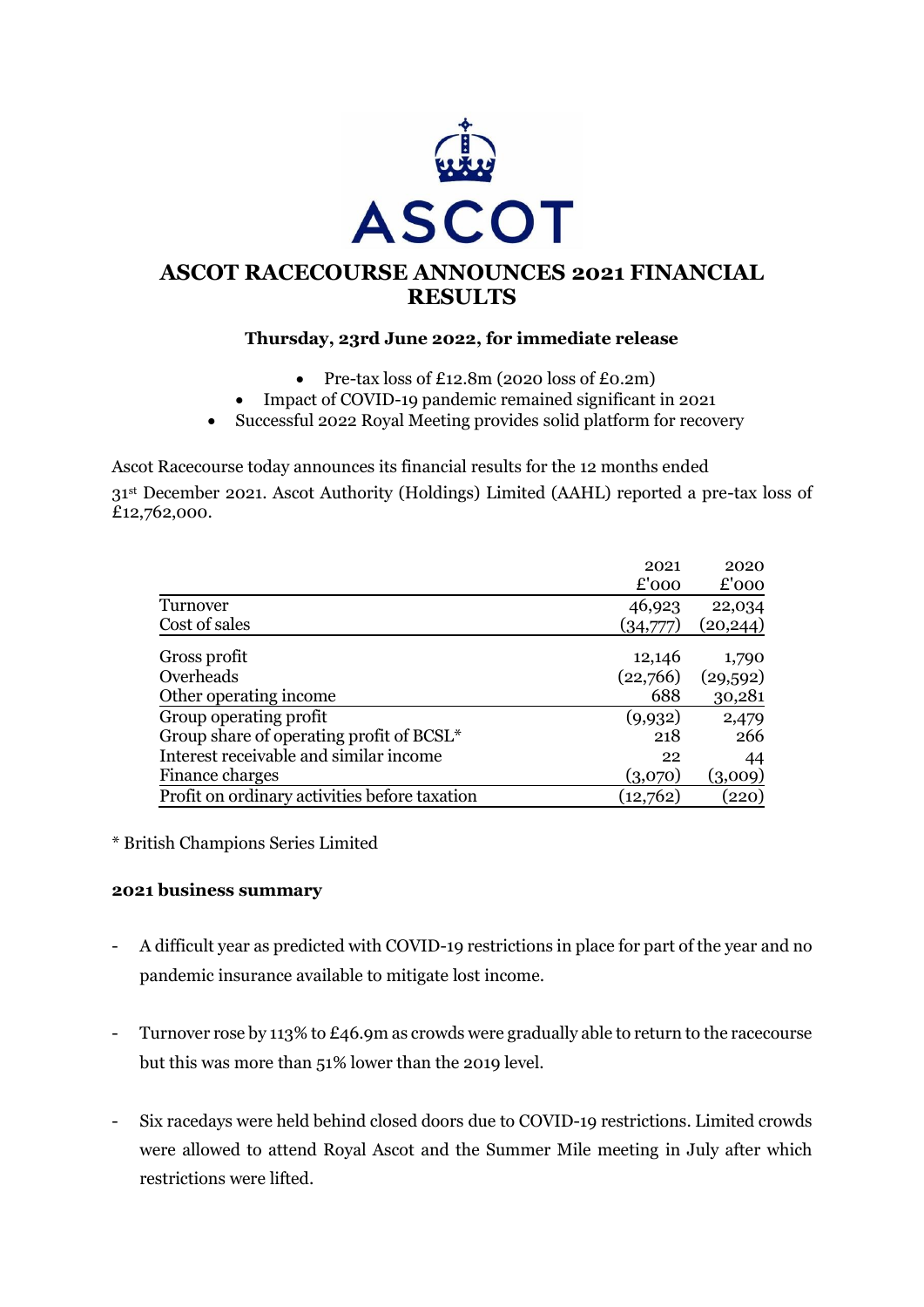ASCOT

# ASCOT RACECOURSE ANNOUNCES 2021 FINANCIAL RESULTS

**Thursday, 23rd June 2022, for immediate release**

- Pre-tax loss of £12.8m (2020 loss of £0.2m)
- Impact of COVID-19 pandemic remained significant in 2021
- Successful 2022 Royal Meeting provides solid platform for recovery

Ascot Racecourse today announces its financial results for the 12 months ended 31st December 2021. Ascot Authority (Holdings) Limited (AAHL) reported a pre-tax loss of £12,762,000.

| | 2021<br>£'000 | 2020<br>£'000 |
|---|---|---|
| Turnover | 46,923 | 22,034 |
| Cost of sales | (34,777) | (20,244) |
| Gross profit | 12,146 | 1,790 |
| Overheads | (22,766) | (29,592) |
| Other operating income | 688 | 30,281 |
| Group operating profit | (9,932) | 2,479 |
| Group share of operating profit of BCSL* | 218 | 266 |
| Interest receivable and similar income | 22 | 44 |
| Finance charges | (3,070) | (3,009) |
| Profit on ordinary activities before taxation | (12,762) | (220) |

* British Champions Series Limited

**2021 business summary**

- A difficult year as predicted with COVID-19 restrictions in place for part of the year and no pandemic insurance available to mitigate lost income.
- Turnover rose by 113% to £46.9m as crowds were gradually able to return to the racecourse but this was more than 51% lower than the 2019 level.
- Six racedays were held behind closed doors due to COVID-19 restrictions. Limited crowds were allowed to attend Royal Ascot and the Summer Mile meeting in July after which restrictions were lifted.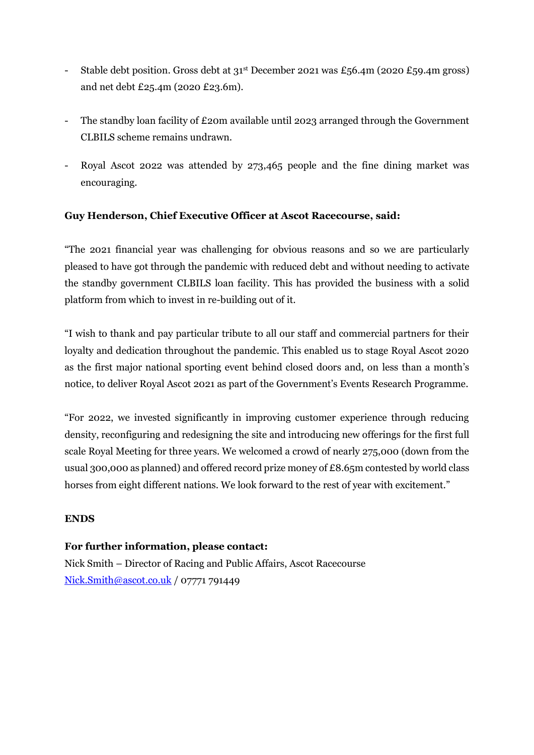- Stable debt position. Gross debt at 31st December 2021 was £56.4m (2020 £59.4m gross) and net debt £25.4m (2020 £23.6m).

- The standby loan facility of £20m available until 2023 arranged through the Government CLBILS scheme remains undrawn.

- Royal Ascot 2022 was attended by 273,465 people and the fine dining market was encouraging.

**Guy Henderson, Chief Executive Officer at Ascot Racecourse, said:**

"The 2021 financial year was challenging for obvious reasons and so we are particularly pleased to have got through the pandemic with reduced debt and without needing to activate the standby government CLBILS loan facility. This has provided the business with a solid platform from which to invest in re-building out of it.

"I wish to thank and pay particular tribute to all our staff and commercial partners for their loyalty and dedication throughout the pandemic. This enabled us to stage Royal Ascot 2020 as the first major national sporting event behind closed doors and, on less than a month's notice, to deliver Royal Ascot 2021 as part of the Government's Events Research Programme.

"For 2022, we invested significantly in improving customer experience through reducing density, reconfiguring and redesigning the site and introducing new offerings for the first full scale Royal Meeting for three years. We welcomed a crowd of nearly 275,000 (down from the usual 300,000 as planned) and offered record prize money of £8.65m contested by world class horses from eight different nations. We look forward to the rest of year with excitement."

**ENDS**

**For further information, please contact:**
Nick Smith – Director of Racing and Public Affairs, Ascot Racecourse
Nick.Smith@ascot.co.uk / 07771 791449